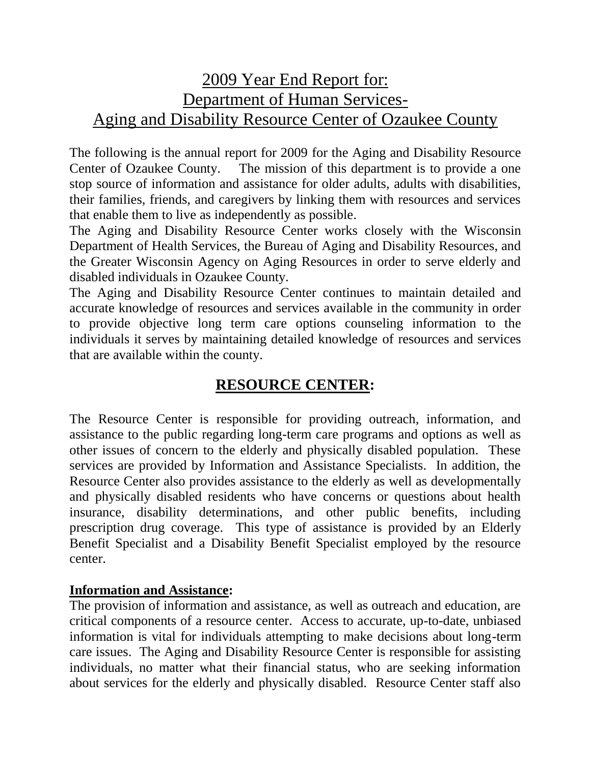# 2009 Year End Report for: Department of Human Services- Aging and Disability Resource Center of Ozaukee County

The following is the annual report for 2009 for the Aging and Disability Resource Center of Ozaukee County. The mission of this department is to provide a one stop source of information and assistance for older adults, adults with disabilities, their families, friends, and caregivers by linking them with resources and services that enable them to live as independently as possible.

The Aging and Disability Resource Center works closely with the Wisconsin Department of Health Services, the Bureau of Aging and Disability Resources, and the Greater Wisconsin Agency on Aging Resources in order to serve elderly and disabled individuals in Ozaukee County.

The Aging and Disability Resource Center continues to maintain detailed and accurate knowledge of resources and services available in the community in order to provide objective long term care options counseling information to the individuals it serves by maintaining detailed knowledge of resources and services that are available within the county.

## RESOURCE CENTER:

The Resource Center is responsible for providing outreach, information, and assistance to the public regarding long-term care programs and options as well as other issues of concern to the elderly and physically disabled population. These services are provided by Information and Assistance Specialists. In addition, the Resource Center also provides assistance to the elderly as well as developmentally and physically disabled residents who have concerns or questions about health insurance, disability determinations, and other public benefits, including prescription drug coverage. This type of assistance is provided by an Elderly Benefit Specialist and a Disability Benefit Specialist employed by the resource center.

### Information and Assistance:

The provision of information and assistance, as well as outreach and education, are critical components of a resource center. Access to accurate, up-to-date, unbiased information is vital for individuals attempting to make decisions about long-term care issues. The Aging and Disability Resource Center is responsible for assisting individuals, no matter what their financial status, who are seeking information about services for the elderly and physically disabled. Resource Center staff also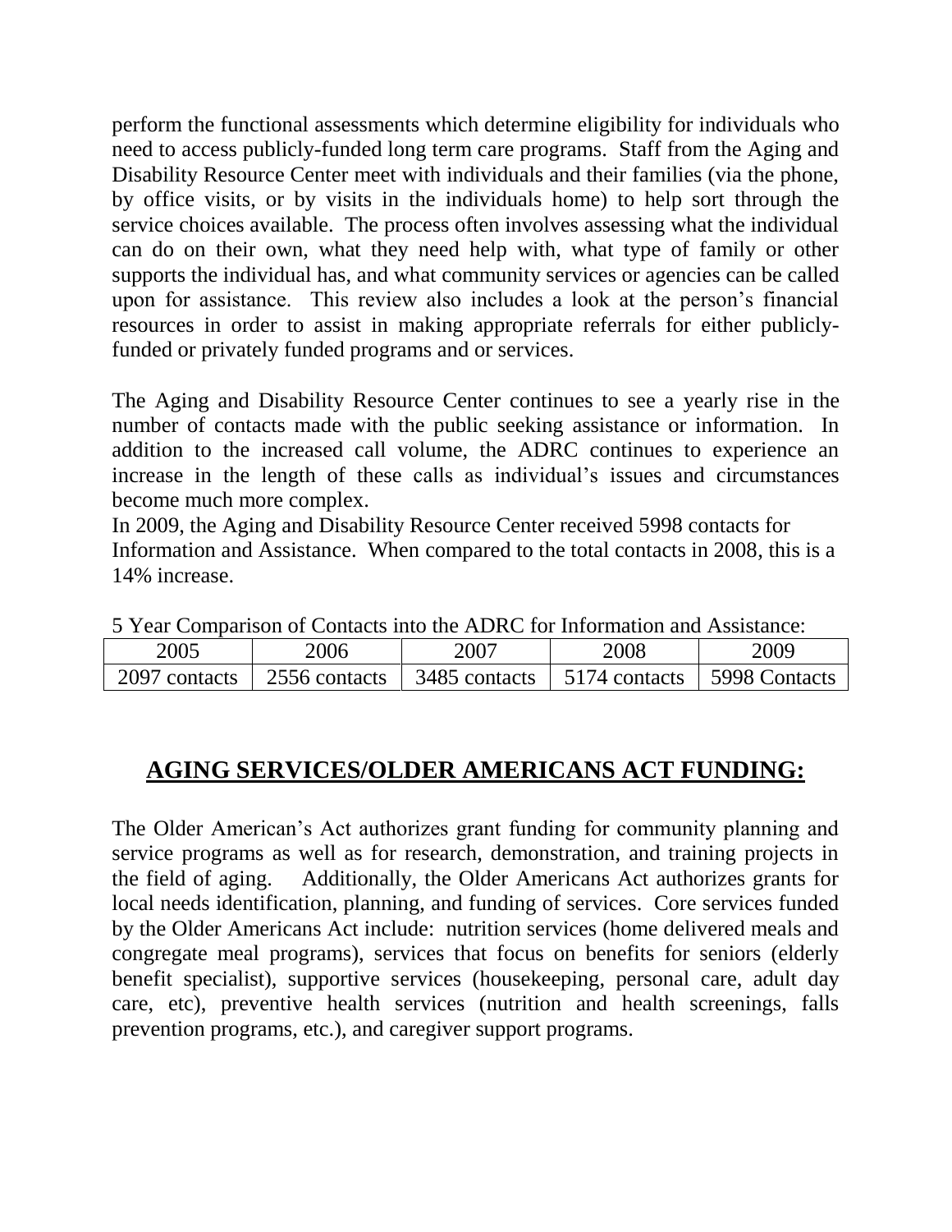perform the functional assessments which determine eligibility for individuals who need to access publicly-funded long term care programs. Staff from the Aging and Disability Resource Center meet with individuals and their families (via the phone, by office visits, or by visits in the individuals home) to help sort through the service choices available. The process often involves assessing what the individual can do on their own, what they need help with, what type of family or other supports the individual has, and what community services or agencies can be called upon for assistance. This review also includes a look at the person's financial resources in order to assist in making appropriate referrals for either publicly-funded or privately funded programs and or services.

The Aging and Disability Resource Center continues to see a yearly rise in the number of contacts made with the public seeking assistance or information. In addition to the increased call volume, the ADRC continues to experience an increase in the length of these calls as individual's issues and circumstances become much more complex.

In 2009, the Aging and Disability Resource Center received 5998 contacts for Information and Assistance. When compared to the total contacts in 2008, this is a 14% increase.

5 Year Comparison of Contacts into the ADRC for Information and Assistance:

| 2005 | 2006 | 2007 | 2008 | 2009 |
|---|---|---|---|---|
| 2097 contacts | 2556 contacts | 3485 contacts | 5174 contacts | 5998 Contacts |

## AGING SERVICES/OLDER AMERICANS ACT FUNDING:

The Older American's Act authorizes grant funding for community planning and service programs as well as for research, demonstration, and training projects in the field of aging. Additionally, the Older Americans Act authorizes grants for local needs identification, planning, and funding of services. Core services funded by the Older Americans Act include: nutrition services (home delivered meals and congregate meal programs), services that focus on benefits for seniors (elderly benefit specialist), supportive services (housekeeping, personal care, adult day care, etc), preventive health services (nutrition and health screenings, falls prevention programs, etc.), and caregiver support programs.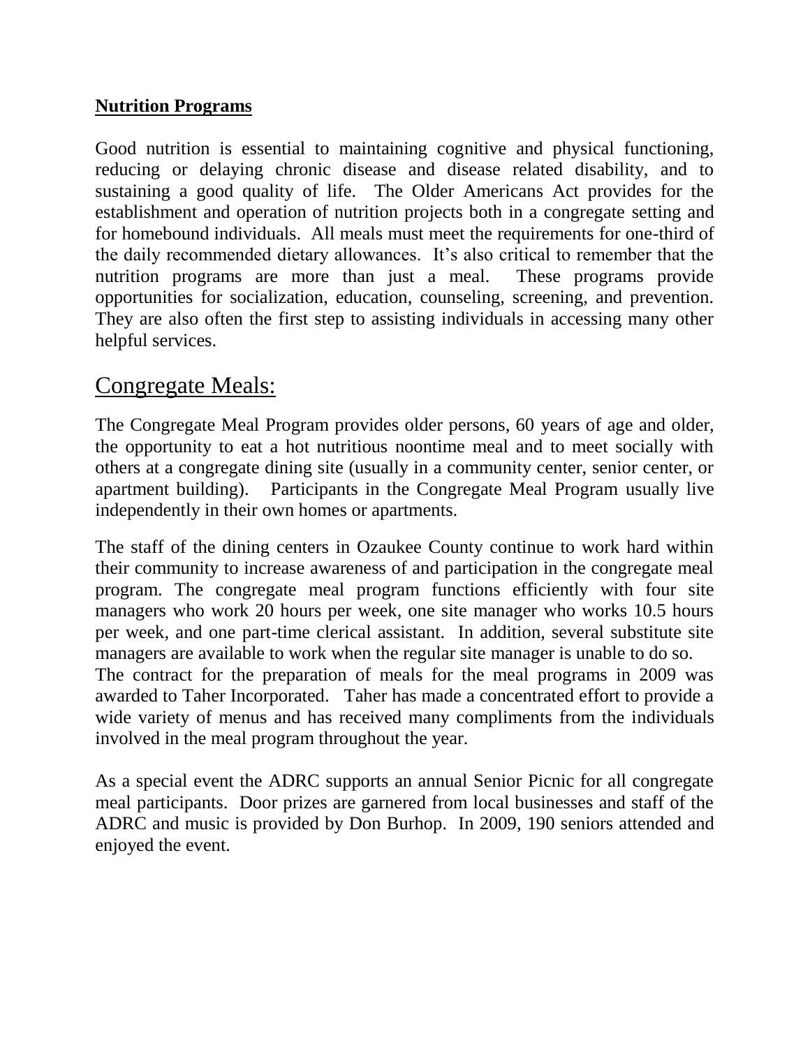## Nutrition Programs

Good nutrition is essential to maintaining cognitive and physical functioning, reducing or delaying chronic disease and disease related disability, and to sustaining a good quality of life. The Older Americans Act provides for the establishment and operation of nutrition projects both in a congregate setting and for homebound individuals. All meals must meet the requirements for one-third of the daily recommended dietary allowances. It's also critical to remember that the nutrition programs are more than just a meal. These programs provide opportunities for socialization, education, counseling, screening, and prevention. They are also often the first step to assisting individuals in accessing many other helpful services.

## Congregate Meals:

The Congregate Meal Program provides older persons, 60 years of age and older, the opportunity to eat a hot nutritious noontime meal and to meet socially with others at a congregate dining site (usually in a community center, senior center, or apartment building). Participants in the Congregate Meal Program usually live independently in their own homes or apartments.

The staff of the dining centers in Ozaukee County continue to work hard within their community to increase awareness of and participation in the congregate meal program. The congregate meal program functions efficiently with four site managers who work 20 hours per week, one site manager who works 10.5 hours per week, and one part-time clerical assistant. In addition, several substitute site managers are available to work when the regular site manager is unable to do so.
The contract for the preparation of meals for the meal programs in 2009 was awarded to Taher Incorporated. Taher has made a concentrated effort to provide a wide variety of menus and has received many compliments from the individuals involved in the meal program throughout the year.

As a special event the ADRC supports an annual Senior Picnic for all congregate meal participants. Door prizes are garnered from local businesses and staff of the ADRC and music is provided by Don Burhop. In 2009, 190 seniors attended and enjoyed the event.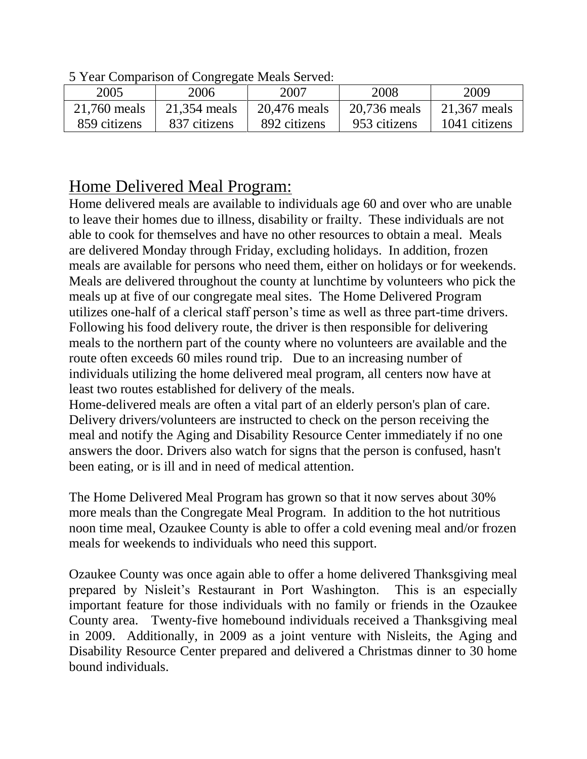5 Year Comparison of Congregate Meals Served:

| 2005 | 2006 | 2007 | 2008 | 2009 |
|---|---|---|---|---|
| 21,760 meals<br>859 citizens | 21,354 meals<br>837 citizens | 20,476 meals<br>892 citizens | 20,736 meals<br>953 citizens | 21,367 meals<br>1041 citizens |

## Home Delivered Meal Program:

Home delivered meals are available to individuals age 60 and over who are unable to leave their homes due to illness, disability or frailty. These individuals are not able to cook for themselves and have no other resources to obtain a meal. Meals are delivered Monday through Friday, excluding holidays. In addition, frozen meals are available for persons who need them, either on holidays or for weekends. Meals are delivered throughout the county at lunchtime by volunteers who pick the meals up at five of our congregate meal sites. The Home Delivered Program utilizes one-half of a clerical staff person's time as well as three part-time drivers. Following his food delivery route, the driver is then responsible for delivering meals to the northern part of the county where no volunteers are available and the route often exceeds 60 miles round trip. Due to an increasing number of individuals utilizing the home delivered meal program, all centers now have at least two routes established for delivery of the meals.

Home-delivered meals are often a vital part of an elderly person's plan of care. Delivery drivers/volunteers are instructed to check on the person receiving the meal and notify the Aging and Disability Resource Center immediately if no one answers the door. Drivers also watch for signs that the person is confused, hasn't been eating, or is ill and in need of medical attention.

The Home Delivered Meal Program has grown so that it now serves about 30% more meals than the Congregate Meal Program. In addition to the hot nutritious noon time meal, Ozaukee County is able to offer a cold evening meal and/or frozen meals for weekends to individuals who need this support.

Ozaukee County was once again able to offer a home delivered Thanksgiving meal prepared by Nisleit's Restaurant in Port Washington. This is an especially important feature for those individuals with no family or friends in the Ozaukee County area. Twenty-five homebound individuals received a Thanksgiving meal in 2009. Additionally, in 2009 as a joint venture with Nisleits, the Aging and Disability Resource Center prepared and delivered a Christmas dinner to 30 home bound individuals.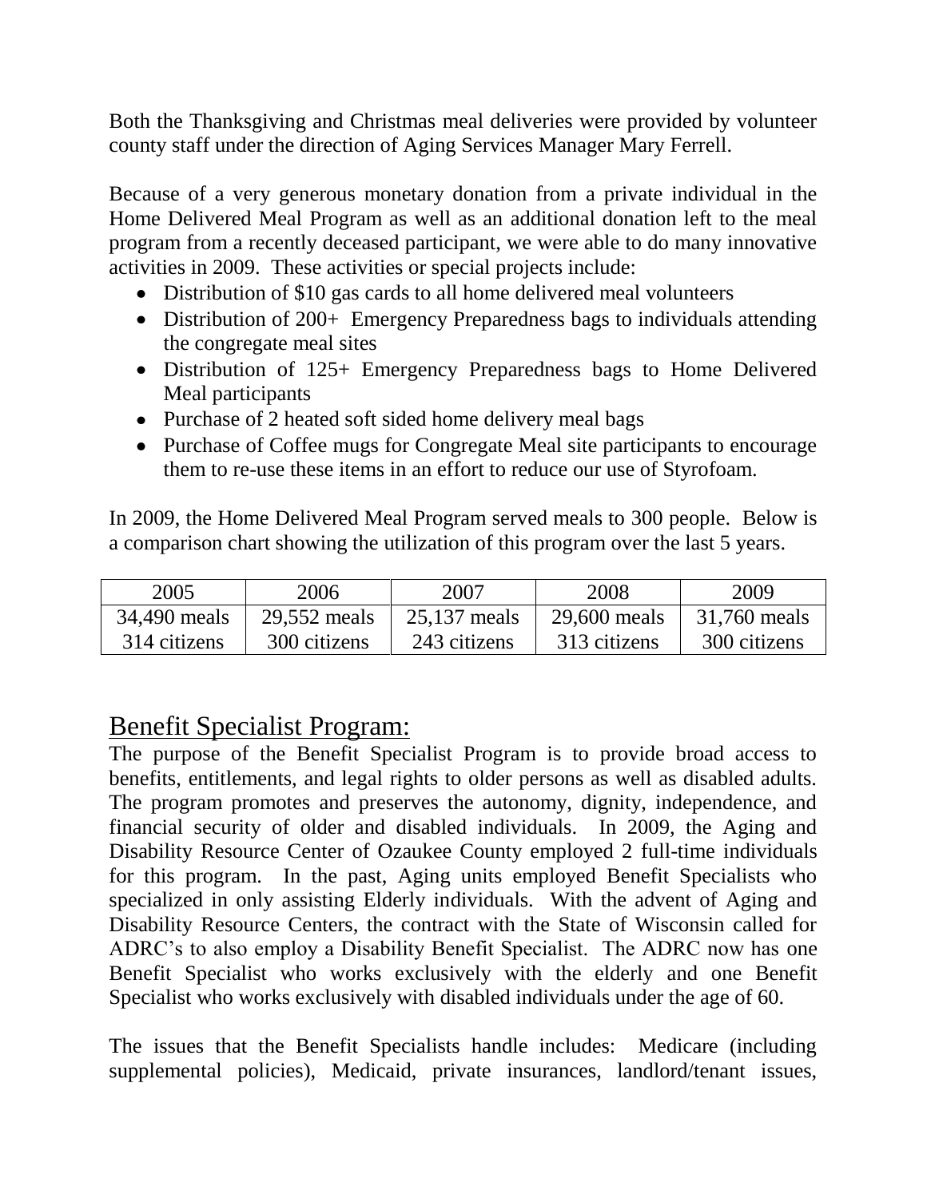Both the Thanksgiving and Christmas meal deliveries were provided by volunteer county staff under the direction of Aging Services Manager Mary Ferrell.

Because of a very generous monetary donation from a private individual in the Home Delivered Meal Program as well as an additional donation left to the meal program from a recently deceased participant, we were able to do many innovative activities in 2009. These activities or special projects include:

- Distribution of $10 gas cards to all home delivered meal volunteers
- Distribution of 200+ Emergency Preparedness bags to individuals attending the congregate meal sites
- Distribution of 125+ Emergency Preparedness bags to Home Delivered Meal participants
- Purchase of 2 heated soft sided home delivery meal bags
- Purchase of Coffee mugs for Congregate Meal site participants to encourage them to re-use these items in an effort to reduce our use of Styrofoam.

In 2009, the Home Delivered Meal Program served meals to 300 people. Below is a comparison chart showing the utilization of this program over the last 5 years.

| 2005 | 2006 | 2007 | 2008 | 2009 |
|---|---|---|---|---|
| 34,490 meals<br>314 citizens | 29,552 meals<br>300 citizens | 25,137 meals<br>243 citizens | 29,600 meals<br>313 citizens | 31,760 meals<br>300 citizens |

## Benefit Specialist Program:

The purpose of the Benefit Specialist Program is to provide broad access to benefits, entitlements, and legal rights to older persons as well as disabled adults. The program promotes and preserves the autonomy, dignity, independence, and financial security of older and disabled individuals. In 2009, the Aging and Disability Resource Center of Ozaukee County employed 2 full-time individuals for this program. In the past, Aging units employed Benefit Specialists who specialized in only assisting Elderly individuals. With the advent of Aging and Disability Resource Centers, the contract with the State of Wisconsin called for ADRC's to also employ a Disability Benefit Specialist. The ADRC now has one Benefit Specialist who works exclusively with the elderly and one Benefit Specialist who works exclusively with disabled individuals under the age of 60.

The issues that the Benefit Specialists handle includes: Medicare (including supplemental policies), Medicaid, private insurances, landlord/tenant issues,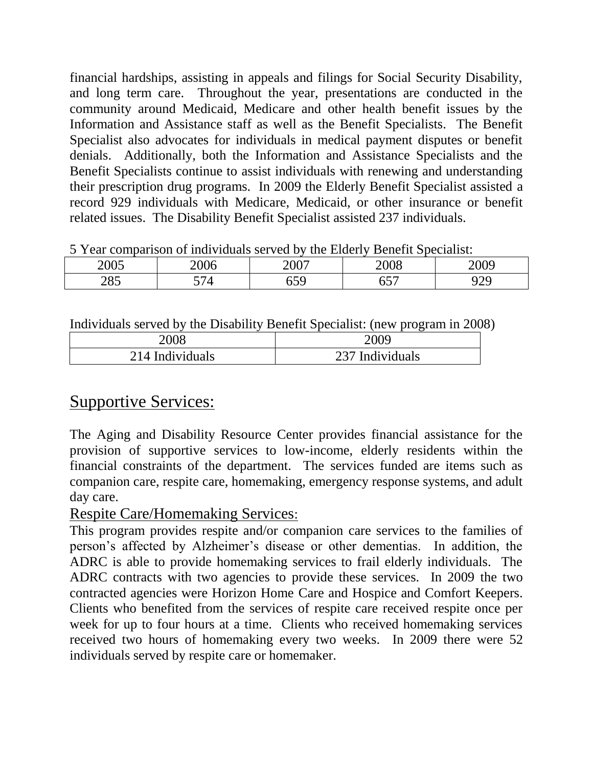financial hardships, assisting in appeals and filings for Social Security Disability, and long term care. Throughout the year, presentations are conducted in the community around Medicaid, Medicare and other health benefit issues by the Information and Assistance staff as well as the Benefit Specialists. The Benefit Specialist also advocates for individuals in medical payment disputes or benefit denials. Additionally, both the Information and Assistance Specialists and the Benefit Specialists continue to assist individuals with renewing and understanding their prescription drug programs. In 2009 the Elderly Benefit Specialist assisted a record 929 individuals with Medicare, Medicaid, or other insurance or benefit related issues. The Disability Benefit Specialist assisted 237 individuals.

5 Year comparison of individuals served by the Elderly Benefit Specialist:

| 2005 | 2006 | 2007 | 2008 | 2009 |
|---|---|---|---|---|
| 285 | 574 | 659 | 657 | 929 |

Individuals served by the Disability Benefit Specialist: (new program in 2008)

| 2008 | 2009 |
|---|---|
| 214 Individuals | 237 Individuals |

## Supportive Services:

The Aging and Disability Resource Center provides financial assistance for the provision of supportive services to low-income, elderly residents within the financial constraints of the department. The services funded are items such as companion care, respite care, homemaking, emergency response systems, and adult day care.

### Respite Care/Homemaking Services:

This program provides respite and/or companion care services to the families of person's affected by Alzheimer's disease or other dementias. In addition, the ADRC is able to provide homemaking services to frail elderly individuals. The ADRC contracts with two agencies to provide these services. In 2009 the two contracted agencies were Horizon Home Care and Hospice and Comfort Keepers. Clients who benefited from the services of respite care received respite once per week for up to four hours at a time. Clients who received homemaking services received two hours of homemaking every two weeks. In 2009 there were 52 individuals served by respite care or homemaker.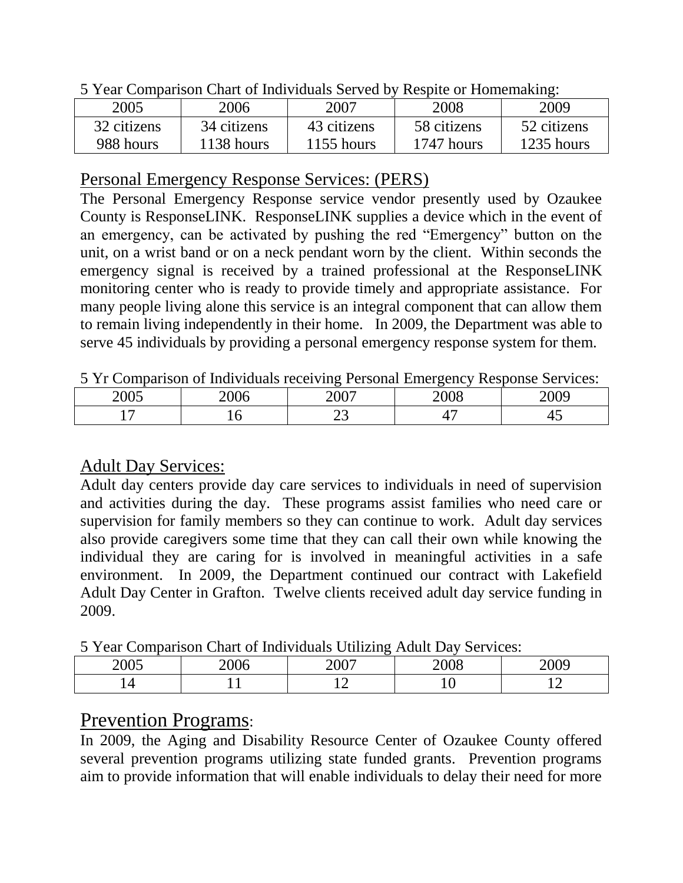5 Year Comparison Chart of Individuals Served by Respite or Homemaking:

| 2005 | 2006 | 2007 | 2008 | 2009 |
|---|---|---|---|---|
| 32 citizens<br>988 hours | 34 citizens<br>1138 hours | 43 citizens<br>1155 hours | 58 citizens<br>1747 hours | 52 citizens<br>1235 hours |

## Personal Emergency Response Services: (PERS)

The Personal Emergency Response service vendor presently used by Ozaukee County is ResponseLINK. ResponseLINK supplies a device which in the event of an emergency, can be activated by pushing the red "Emergency" button on the unit, on a wrist band or on a neck pendant worn by the client. Within seconds the emergency signal is received by a trained professional at the ResponseLINK monitoring center who is ready to provide timely and appropriate assistance. For many people living alone this service is an integral component that can allow them to remain living independently in their home. In 2009, the Department was able to serve 45 individuals by providing a personal emergency response system for them.

5 Yr Comparison of Individuals receiving Personal Emergency Response Services:

| 2005 | 2006 | 2007 | 2008 | 2009 |
|---|---|---|---|---|
| 17 | 16 | 23 | 47 | 45 |

## Adult Day Services:

Adult day centers provide day care services to individuals in need of supervision and activities during the day. These programs assist families who need care or supervision for family members so they can continue to work. Adult day services also provide caregivers some time that they can call their own while knowing the individual they are caring for is involved in meaningful activities in a safe environment. In 2009, the Department continued our contract with Lakefield Adult Day Center in Grafton. Twelve clients received adult day service funding in 2009.

5 Year Comparison Chart of Individuals Utilizing Adult Day Services:

| 2005 | 2006 | 2007 | 2008 | 2009 |
|---|---|---|---|---|
| 14 | 11 | 12 | 10 | 12 |

## Prevention Programs:

In 2009, the Aging and Disability Resource Center of Ozaukee County offered several prevention programs utilizing state funded grants. Prevention programs aim to provide information that will enable individuals to delay their need for more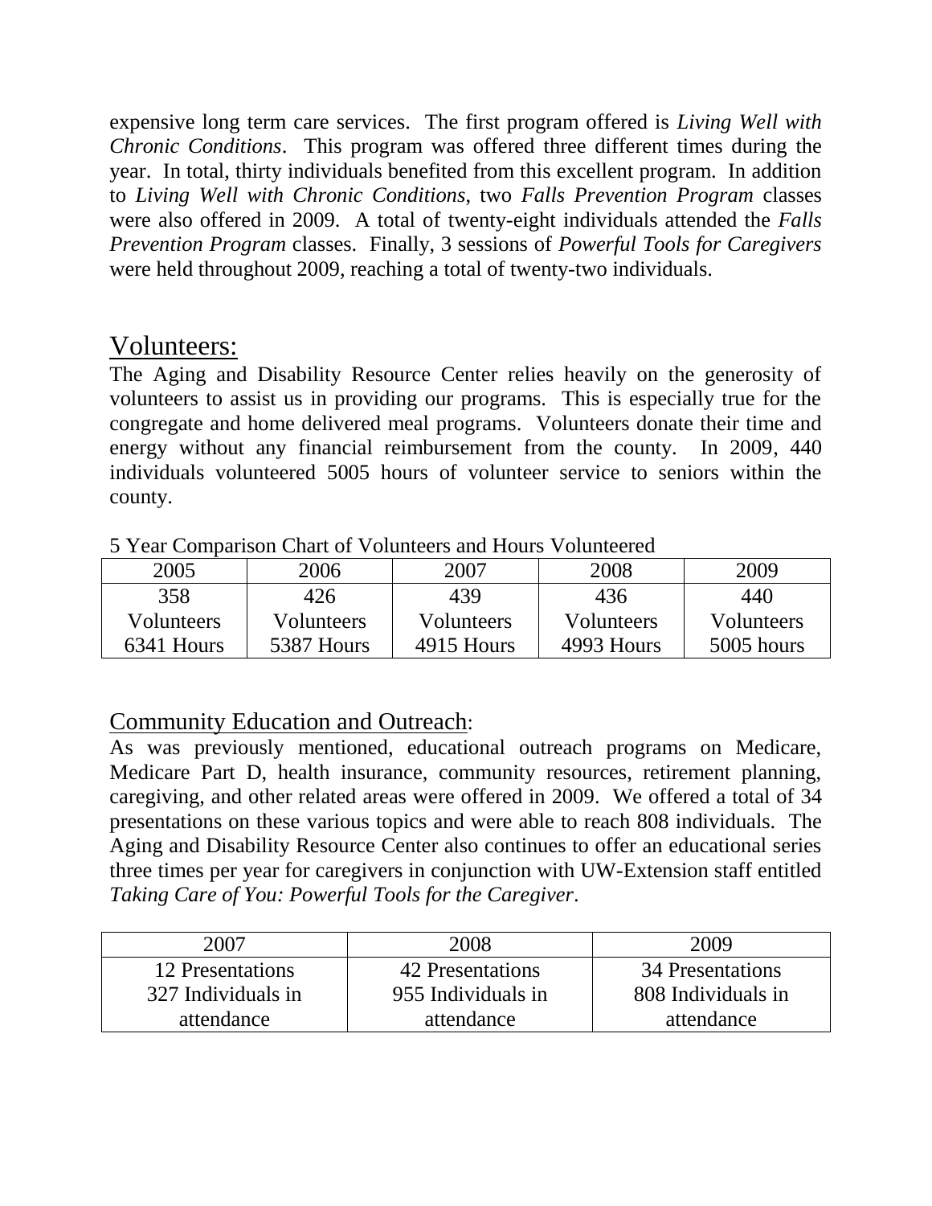expensive long term care services. The first program offered is *Living Well with Chronic Conditions*. This program was offered three different times during the year. In total, thirty individuals benefited from this excellent program. In addition to *Living Well with Chronic Conditions*, two *Falls Prevention Program* classes were also offered in 2009. A total of twenty-eight individuals attended the *Falls Prevention Program* classes. Finally, 3 sessions of *Powerful Tools for Caregivers* were held throughout 2009, reaching a total of twenty-two individuals.

## Volunteers:

The Aging and Disability Resource Center relies heavily on the generosity of volunteers to assist us in providing our programs. This is especially true for the congregate and home delivered meal programs. Volunteers donate their time and energy without any financial reimbursement from the county. In 2009, 440 individuals volunteered 5005 hours of volunteer service to seniors within the county.

5 Year Comparison Chart of Volunteers and Hours Volunteered

| 2005 | 2006 | 2007 | 2008 | 2009 |
|---|---|---|---|---|
| 358 Volunteers 6341 Hours | 426 Volunteers 5387 Hours | 439 Volunteers 4915 Hours | 436 Volunteers 4993 Hours | 440 Volunteers 5005 hours |

## Community Education and Outreach:

As was previously mentioned, educational outreach programs on Medicare, Medicare Part D, health insurance, community resources, retirement planning, caregiving, and other related areas were offered in 2009. We offered a total of 34 presentations on these various topics and were able to reach 808 individuals. The Aging and Disability Resource Center also continues to offer an educational series three times per year for caregivers in conjunction with UW-Extension staff entitled *Taking Care of You: Powerful Tools for the Caregiver*.

| 2007 | 2008 | 2009 |
|---|---|---|
| 12 Presentations 327 Individuals in attendance | 42 Presentations 955 Individuals in attendance | 34 Presentations 808 Individuals in attendance |